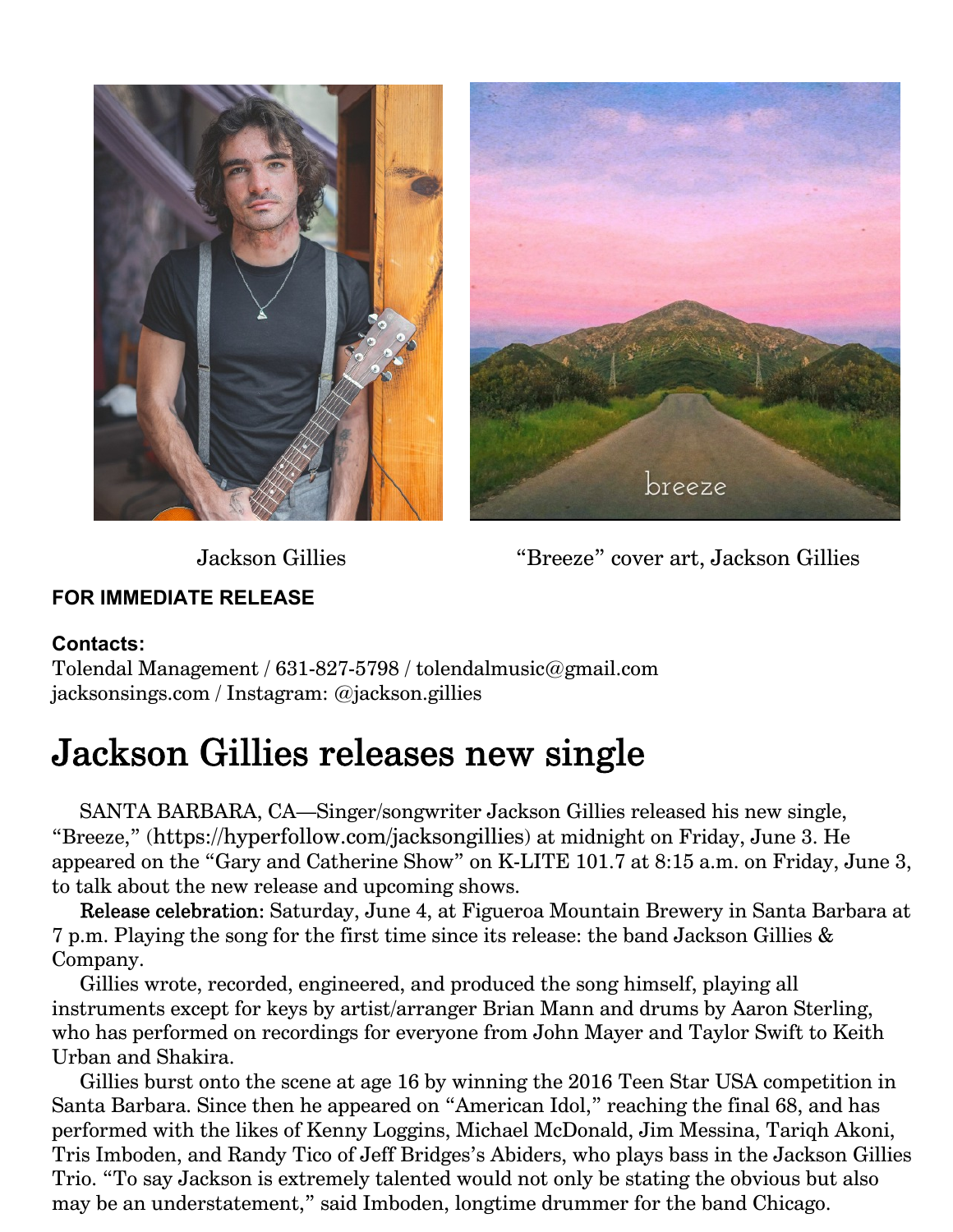Jackson Gillies

"Breeze" cover art, Jackson Gillies

**FOR IMMEDIATE RELEASE**

**Contacts:**
Tolendal Management / 631-827-5798 / tolendalmusic@gmail.com
jacksonsings.com / Instagram: @jackson.gillies

# Jackson Gillies releases new single

SANTA BARBARA, CA—Singer/songwriter Jackson Gillies released his new single, "Breeze," (https://hyperfollow.com/jacksongillies) at midnight on Friday, June 3. He appeared on the "Gary and Catherine Show" on K-LITE 101.7 at 8:15 a.m. on Friday, June 3, to talk about the new release and upcoming shows.

Release celebration: Saturday, June 4, at Figueroa Mountain Brewery in Santa Barbara at 7 p.m. Playing the song for the first time since its release: the band Jackson Gillies & Company.

Gillies wrote, recorded, engineered, and produced the song himself, playing all instruments except for keys by artist/arranger Brian Mann and drums by Aaron Sterling, who has performed on recordings for everyone from John Mayer and Taylor Swift to Keith Urban and Shakira.

Gillies burst onto the scene at age 16 by winning the 2016 Teen Star USA competition in Santa Barbara. Since then he appeared on "American Idol," reaching the final 68, and has performed with the likes of Kenny Loggins, Michael McDonald, Jim Messina, Tariqh Akoni, Tris Imboden, and Randy Tico of Jeff Bridges's Abiders, who plays bass in the Jackson Gillies Trio. "To say Jackson is extremely talented would not only be stating the obvious but also may be an understatement," said Imboden, longtime drummer for the band Chicago.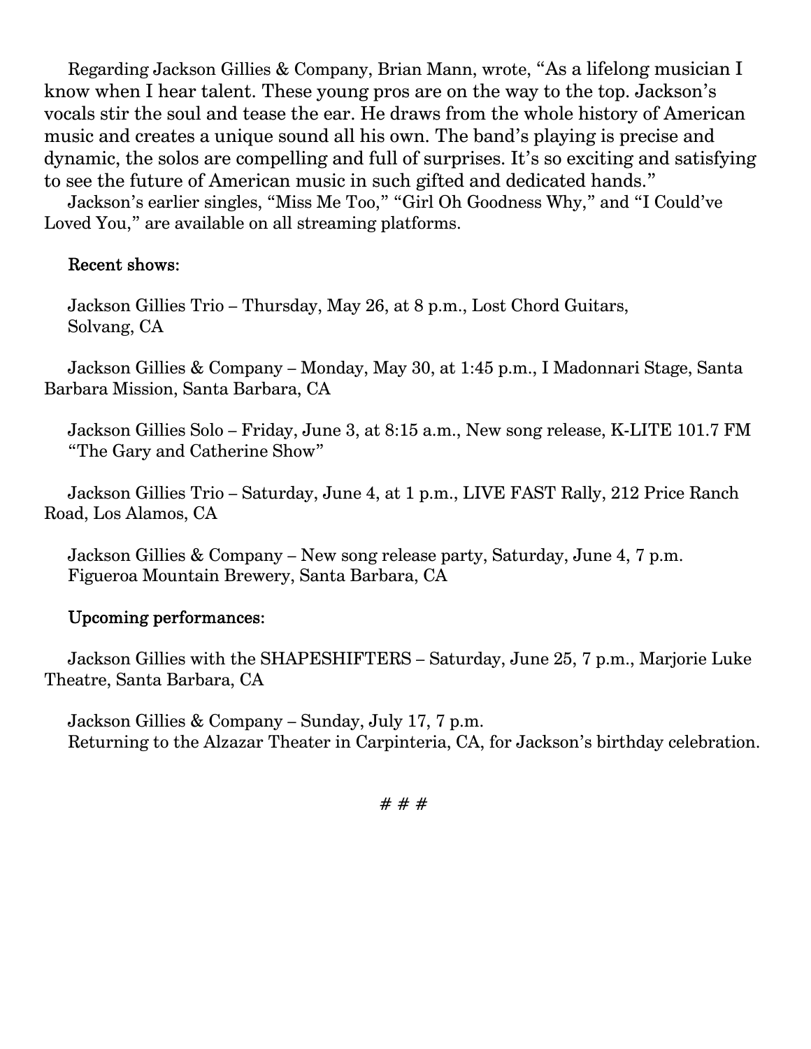Regarding Jackson Gillies & Company, Brian Mann, wrote, "As a lifelong musician I know when I hear talent. These young pros are on the way to the top. Jackson's vocals stir the soul and tease the ear. He draws from the whole history of American music and creates a unique sound all his own. The band's playing is precise and dynamic, the solos are compelling and full of surprises. It's so exciting and satisfying to see the future of American music in such gifted and dedicated hands."

Jackson's earlier singles, "Miss Me Too," "Girl Oh Goodness Why," and "I Could've Loved You," are available on all streaming platforms.

Recent shows:

Jackson Gillies Trio – Thursday, May 26, at 8 p.m., Lost Chord Guitars, Solvang, CA

Jackson Gillies & Company – Monday, May 30, at 1:45 p.m., I Madonnari Stage, Santa Barbara Mission, Santa Barbara, CA

Jackson Gillies Solo – Friday, June 3, at 8:15 a.m., New song release, K-LITE 101.7 FM "The Gary and Catherine Show"

Jackson Gillies Trio – Saturday, June 4, at 1 p.m., LIVE FAST Rally, 212 Price Ranch Road, Los Alamos, CA

Jackson Gillies & Company – New song release party, Saturday, June 4, 7 p.m. Figueroa Mountain Brewery, Santa Barbara, CA

Upcoming performances:

Jackson Gillies with the SHAPESHIFTERS – Saturday, June 25, 7 p.m., Marjorie Luke Theatre, Santa Barbara, CA

Jackson Gillies & Company – Sunday, July 17, 7 p.m.
Returning to the Alzazar Theater in Carpinteria, CA, for Jackson's birthday celebration.

# # #